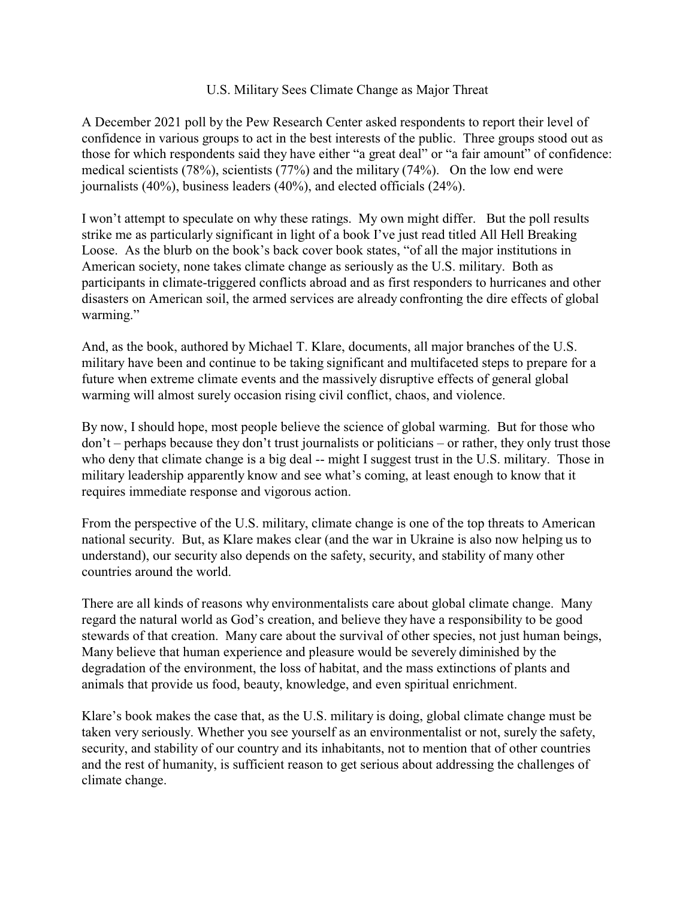# U.S. Military Sees Climate Change as Major Threat

A December 2021 poll by the Pew Research Center asked respondents to report their level of confidence in various groups to act in the best interests of the public. Three groups stood out as those for which respondents said they have either "a great deal" or "a fair amount" of confidence: medical scientists (78%), scientists (77%) and the military (74%). On the low end were journalists (40%), business leaders (40%), and elected officials (24%).

I won't attempt to speculate on why these ratings. My own might differ. But the poll results strike me as particularly significant in light of a book I've just read titled All Hell Breaking Loose. As the blurb on the book's back cover book states, "of all the major institutions in American society, none takes climate change as seriously as the U.S. military. Both as participants in climate-triggered conflicts abroad and as first responders to hurricanes and other disasters on American soil, the armed services are already confronting the dire effects of global warming."

And, as the book, authored by Michael T. Klare, documents, all major branches of the U.S. military have been and continue to be taking significant and multifaceted steps to prepare for a future when extreme climate events and the massively disruptive effects of general global warming will almost surely occasion rising civil conflict, chaos, and violence.

By now, I should hope, most people believe the science of global warming. But for those who don't – perhaps because they don't trust journalists or politicians – or rather, they only trust those who deny that climate change is a big deal -- might I suggest trust in the U.S. military. Those in military leadership apparently know and see what's coming, at least enough to know that it requires immediate response and vigorous action.

From the perspective of the U.S. military, climate change is one of the top threats to American national security. But, as Klare makes clear (and the war in Ukraine is also now helping us to understand), our security also depends on the safety, security, and stability of many other countries around the world.

There are all kinds of reasons why environmentalists care about global climate change. Many regard the natural world as God's creation, and believe they have a responsibility to be good stewards of that creation. Many care about the survival of other species, not just human beings, Many believe that human experience and pleasure would be severely diminished by the degradation of the environment, the loss of habitat, and the mass extinctions of plants and animals that provide us food, beauty, knowledge, and even spiritual enrichment.

Klare's book makes the case that, as the U.S. military is doing, global climate change must be taken very seriously. Whether you see yourself as an environmentalist or not, surely the safety, security, and stability of our country and its inhabitants, not to mention that of other countries and the rest of humanity, is sufficient reason to get serious about addressing the challenges of climate change.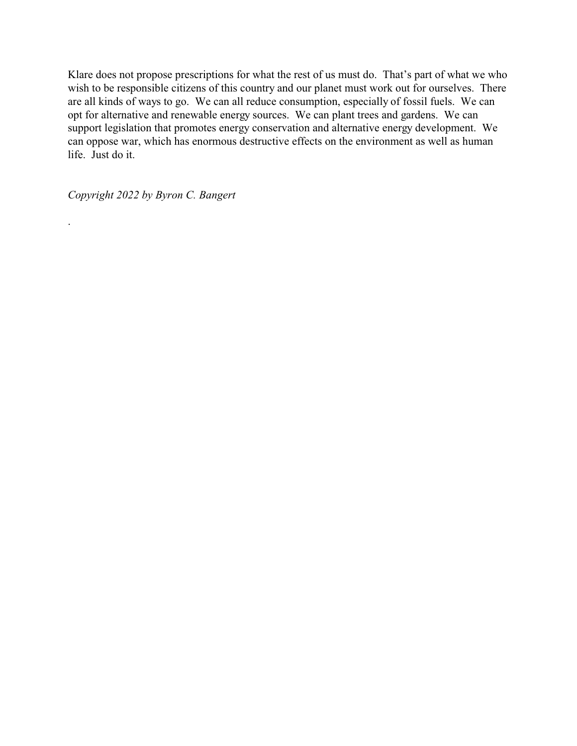Klare does not propose prescriptions for what the rest of us must do. That's part of what we who wish to be responsible citizens of this country and our planet must work out for ourselves. There are all kinds of ways to go. We can all reduce consumption, especially of fossil fuels. We can opt for alternative and renewable energy sources. We can plant trees and gardens. We can support legislation that promotes energy conservation and alternative energy development. We can oppose war, which has enormous destructive effects on the environment as well as human life. Just do it.

*Copyright 2022 by Byron C. Bangert*

.